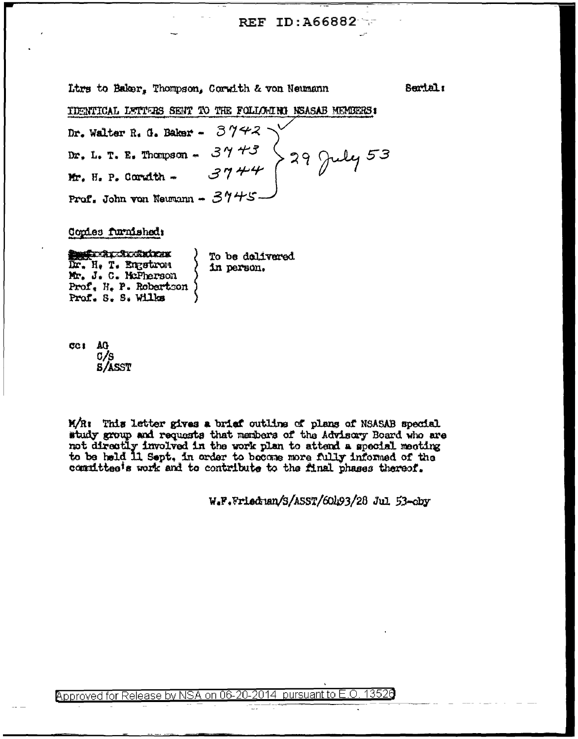REF ID:A66882

Ltrs to Baker, Thompson, Corwith & von Neumann

Serial:

IDENTICAL LETTERS SENT TO THE FOLLOWING NSASAB MEMBERS:

Dr. Walter R. G. Baker - 3742
Dr. L. T. E. Thompson - 3743
Mr. H. P. Corwith - 3744
Prof. John von Neumann - 3745

29 July 53

Copies furnished:

~~xxxxxxxxxxxxxx~~
Dr. H. T. Engstrom
Mr. J. C. McPherson
Prof. H. P. Robertson
Prof. S. S. Wilks

To be delivered in person.

cc: AG
C/S
S/ASST

M/R: This letter gives a brief outline of plans of NSASAB special study group and requests that members of the Advisory Board who are not directly involved in the work plan to attend a special meeting to be held 11 Sept. in order to become more fully informed of the committee's work and to contribute to the final phases thereof.

W.F.Friedman/S/ASST/60493/28 Jul 53-cby

Approved for Release by NSA on 06-20-2014 pursuant to E.O. 13526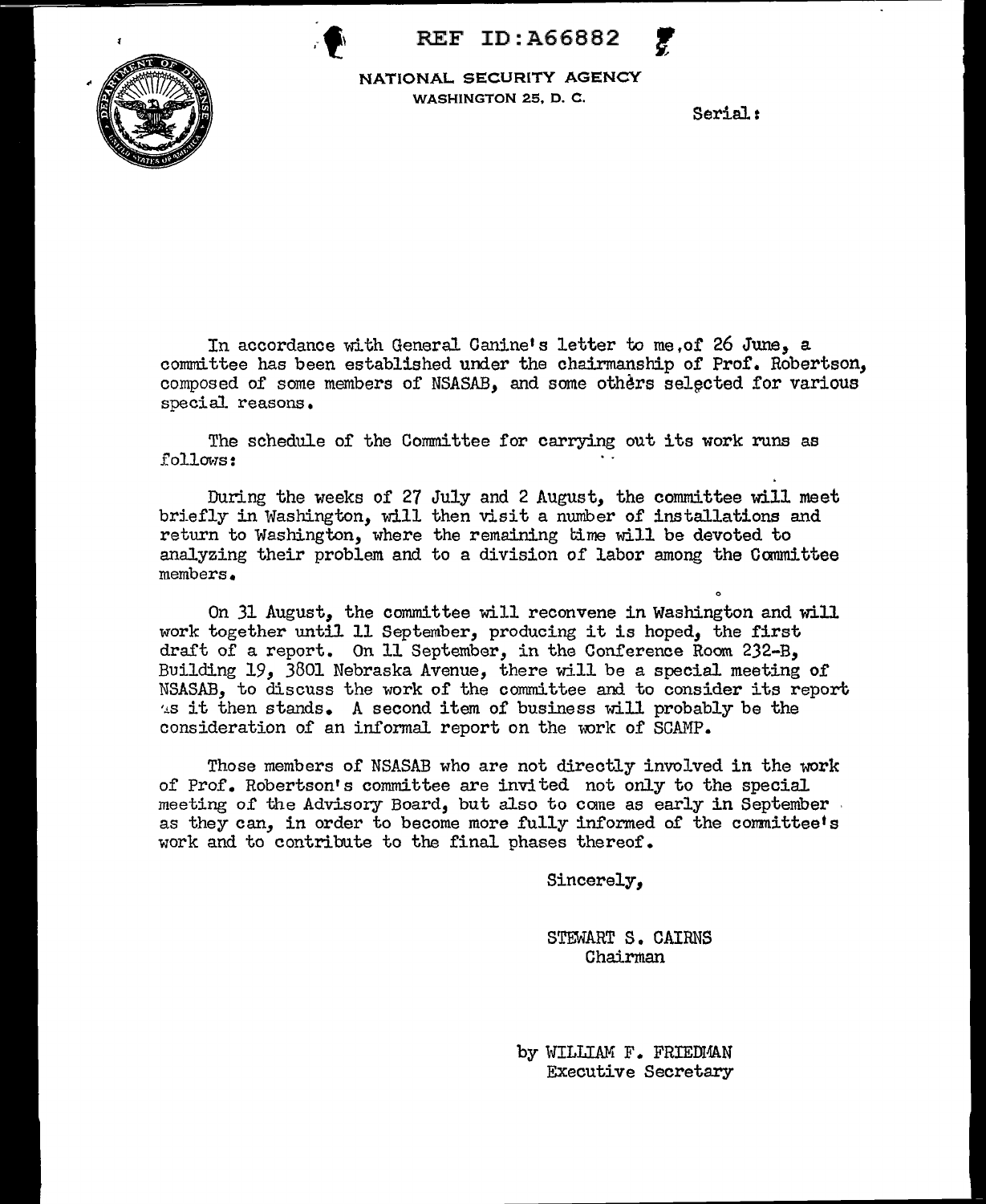REF ID:A66882

NATIONAL SECURITY AGENCY
WASHINGTON 25, D. C.

Serial:

In accordance with General Canine's letter to me, of 26 June, a committee has been established under the chairmanship of Prof. Robertson, composed of some members of NSASAB, and some others selected for various special reasons.

The schedule of the Committee for carrying out its work runs as follows:

During the weeks of 27 July and 2 August, the committee will meet briefly in Washington, will then visit a number of installations and return to Washington, where the remaining time will be devoted to analyzing their problem and to a division of labor among the Committee members.

On 31 August, the committee will reconvene in Washington and will work together until 11 September, producing it is hoped, the first draft of a report. On 11 September, in the Conference Room 232-B, Building 19, 3801 Nebraska Avenue, there will be a special meeting of NSASAB, to discuss the work of the committee and to consider its report as it then stands. A second item of business will probably be the consideration of an informal report on the work of SCAMP.

Those members of NSASAB who are not directly involved in the work of Prof. Robertson's committee are invited not only to the special meeting of the Advisory Board, but also to come as early in September as they can, in order to become more fully informed of the committee's work and to contribute to the final phases thereof.

Sincerely,

STEWART S. CAIRNS
Chairman

by WILLIAM F. FRIEDMAN
Executive Secretary